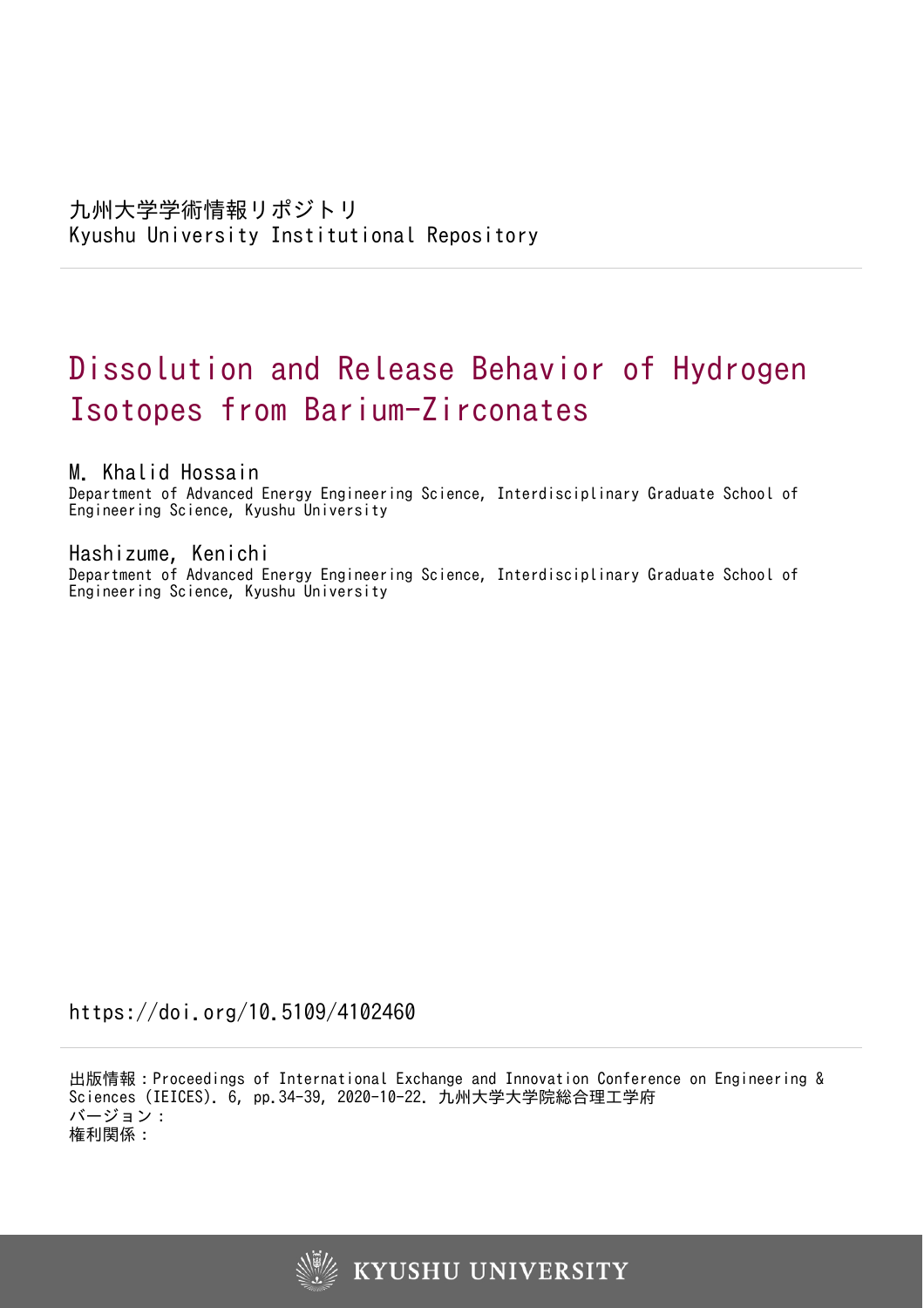九州大学学術情報リポジトリ
Kyushu University Institutional Repository

# Dissolution and Release Behavior of Hydrogen Isotopes from Barium-Zirconates

M. Khalid Hossain
Department of Advanced Energy Engineering Science, Interdisciplinary Graduate School of Engineering Science, Kyushu University

Hashizume, Kenichi
Department of Advanced Energy Engineering Science, Interdisciplinary Graduate School of Engineering Science, Kyushu University

https://doi.org/10.5109/4102460

出版情報：Proceedings of International Exchange and Innovation Conference on Engineering & Sciences (IEICES). 6, pp.34-39, 2020-10-22. 九州大学大学院総合理工学府
バージョン：
権利関係：

KYUSHU UNIVERSITY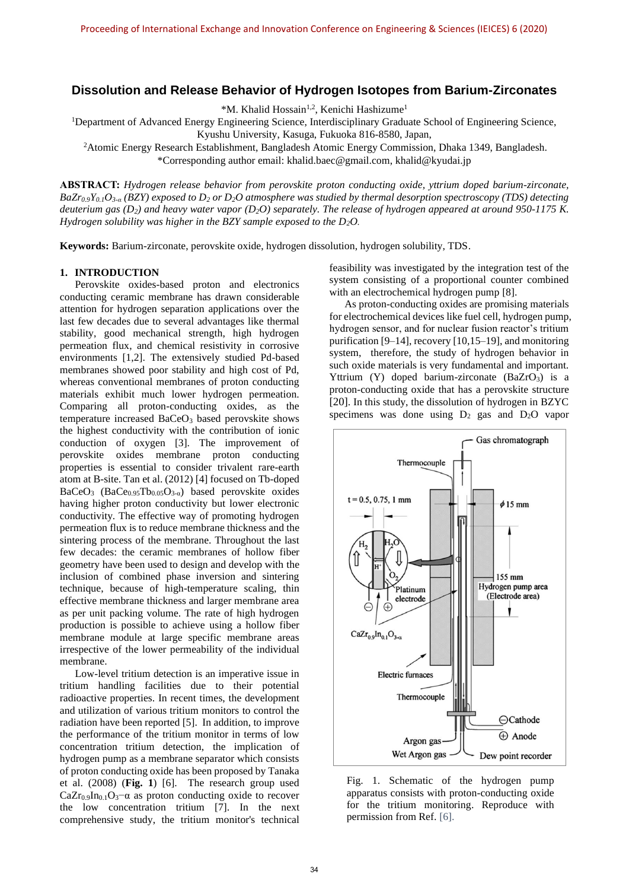# Dissolution and Release Behavior of Hydrogen Isotopes from Barium-Zirconates

*M. Khalid Hossain[1,2], Kenichi Hashizume[1]

[1]Department of Advanced Energy Engineering Science, Interdisciplinary Graduate School of Engineering Science, Kyushu University, Kasuga, Fukuoka 816-8580, Japan,

[2]Atomic Energy Research Establishment, Bangladesh Atomic Energy Commission, Dhaka 1349, Bangladesh.

*Corresponding author email: khalid.baec@gmail.com, khalid@kyudai.jp

**ABSTRACT:** *Hydrogen release behavior from perovskite proton conducting oxide, yttrium doped barium-zirconate, $BaZr_{0.9}Y_{0.1}O_{3-\alpha}$ (BZY) exposed to $D_2$ or $D_2O$ atmosphere was studied by thermal desorption spectroscopy (TDS) detecting deuterium gas ($D_2$) and heavy water vapor ($D_2O$) separately. The release of hydrogen appeared at around 950-1175 K. Hydrogen solubility was higher in the BZY sample exposed to the $D_2O$.*

**Keywords:** Barium-zirconate, perovskite oxide, hydrogen dissolution, hydrogen solubility, TDS.

## 1. INTRODUCTION

Perovskite oxides-based proton and electronics conducting ceramic membrane has drawn considerable attention for hydrogen separation applications over the last few decades due to several advantages like thermal stability, good mechanical strength, high hydrogen permeation flux, and chemical resistivity in corrosive environments [1,2]. The extensively studied Pd-based membranes showed poor stability and high cost of Pd, whereas conventional membranes of proton conducting materials exhibit much lower hydrogen permeation. Comparing all proton-conducting oxides, as the temperature increased $BaCeO_3$ based perovskite shows the highest conductivity with the contribution of ionic conduction of oxygen [3]. The improvement of perovskite oxides membrane proton conducting properties is essential to consider trivalent rare-earth atom at B-site. Tan et al. (2012) [4] focused on Tb-doped $BaCeO_3$ ($BaCe_{0.95}Tb_{0.05}O_{3-\alpha}$) based perovskite oxides having higher proton conductivity but lower electronic conductivity. The effective way of promoting hydrogen permeation flux is to reduce membrane thickness and the sintering process of the membrane. Throughout the last few decades: the ceramic membranes of hollow fiber geometry have been used to design and develop with the inclusion of combined phase inversion and sintering technique, because of high-temperature scaling, thin effective membrane thickness and larger membrane area as per unit packing volume. The rate of high hydrogen production is possible to achieve using a hollow fiber membrane module at large specific membrane areas irrespective of the lower permeability of the individual membrane.

Low-level tritium detection is an imperative issue in tritium handling facilities due to their potential radioactive properties. In recent times, the development and utilization of various tritium monitors to control the radiation have been reported [5]. In addition, to improve the performance of the tritium monitor in terms of low concentration tritium detection, the implication of hydrogen pump as a membrane separator which consists of proton conducting oxide has been proposed by Tanaka et al. (2008) (**Fig. 1**) [6]. The research group used $CaZr_{0.9}In_{0.1}O_{3-\alpha}$ as proton conducting oxide to recover the low concentration tritium [7]. In the next comprehensive study, the tritium monitor's technical feasibility was investigated by the integration test of the system consisting of a proportional counter combined with an electrochemical hydrogen pump [8].

As proton-conducting oxides are promising materials for electrochemical devices like fuel cell, hydrogen pump, hydrogen sensor, and for nuclear fusion reactor's tritium purification [9–14], recovery [10,15–19], and monitoring system, therefore, the study of hydrogen behavior in such oxide materials is very fundamental and important. Yttrium (Y) doped barium-zirconate ($BaZrO_3$) is a proton-conducting oxide that has a perovskite structure [20]. In this study, the dissolution of hydrogen in BZYC specimens was done using $D_2$ gas and $D_2O$ vapor

Fig. 1. Schematic of the hydrogen pump apparatus consists with proton-conducting oxide for the tritium monitoring. Reproduce with permission from Ref. [6].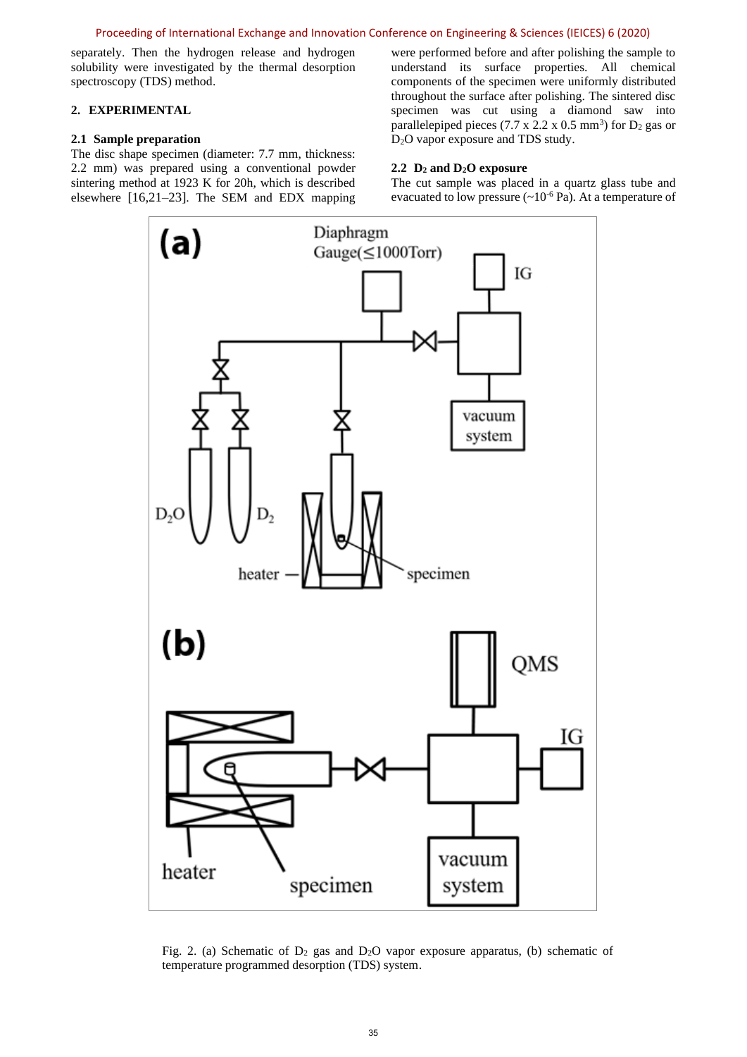separately. Then the hydrogen release and hydrogen solubility were investigated by the thermal desorption spectroscopy (TDS) method.

## 2. EXPERIMENTAL

### 2.1 Sample preparation

The disc shape specimen (diameter: 7.7 mm, thickness: 2.2 mm) was prepared using a conventional powder sintering method at 1923 K for 20h, which is described elsewhere [16,21–23]. The SEM and EDX mapping were performed before and after polishing the sample to understand its surface properties. All chemical components of the specimen were uniformly distributed throughout the surface after polishing. The sintered disc specimen was cut using a diamond saw into parallelepiped pieces (7.7 x 2.2 x 0.5 mm$^3$) for $D_2$ gas or $D_2O$ vapor exposure and TDS study.

### 2.2 $D_2$ and $D_2O$ exposure

The cut sample was placed in a quartz glass tube and evacuated to low pressure (~$10^{-6}$ Pa). At a temperature of

Fig. 2. (a) Schematic of $D_2$ gas and $D_2O$ vapor exposure apparatus, (b) schematic of temperature programmed desorption (TDS) system.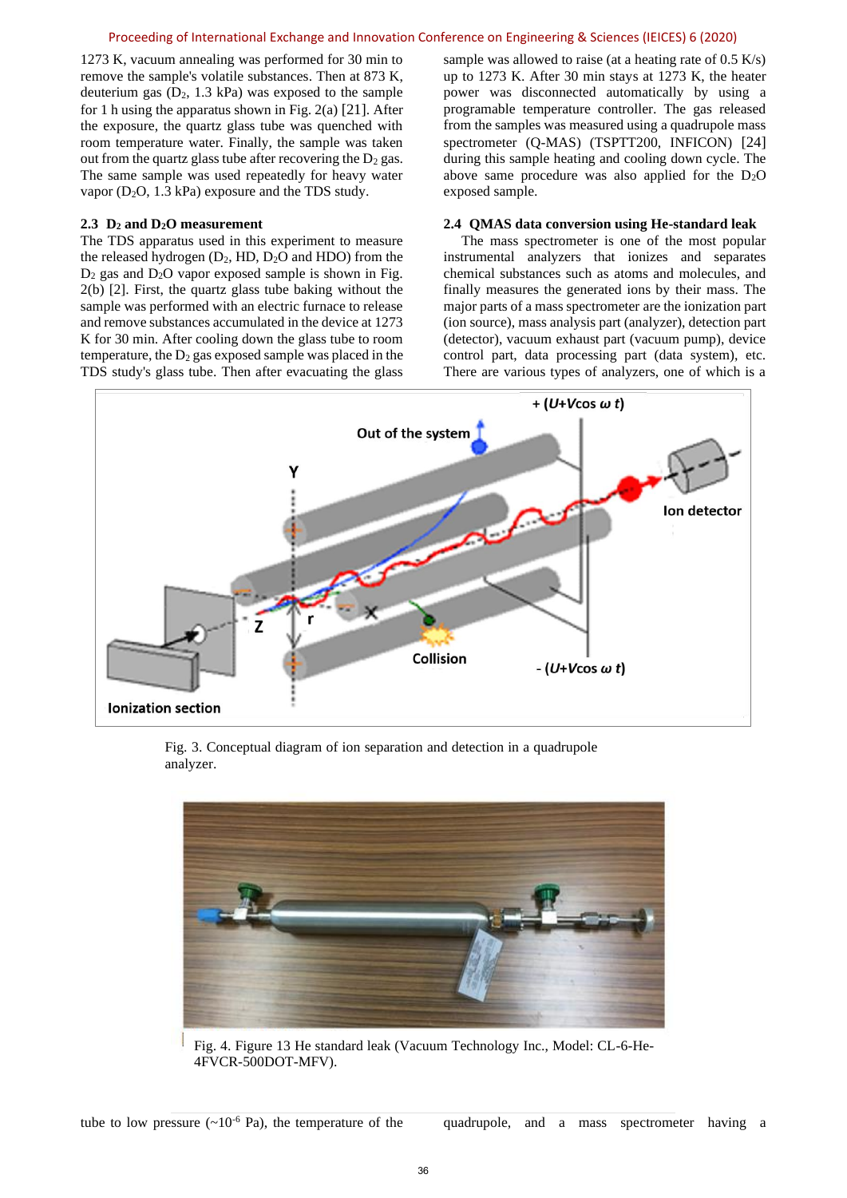1273 K, vacuum annealing was performed for 30 min to remove the sample's volatile substances. Then at 873 K, deuterium gas ($D_2$, 1.3 kPa) was exposed to the sample for 1 h using the apparatus shown in Fig. 2(a) [21]. After the exposure, the quartz glass tube was quenched with room temperature water. Finally, the sample was taken out from the quartz glass tube after recovering the $D_2$ gas. The same sample was used repeatedly for heavy water vapor ($D_2O$, 1.3 kPa) exposure and the TDS study.

### 2.3 $D_2$ and $D_2O$ measurement

The TDS apparatus used in this experiment to measure the released hydrogen ($D_2$, HD, $D_2O$ and HDO) from the $D_2$ gas and $D_2O$ vapor exposed sample is shown in Fig. 2(b) [2]. First, the quartz glass tube baking without the sample was performed with an electric furnace to release and remove substances accumulated in the device at 1273 K for 30 min. After cooling down the glass tube to room temperature, the $D_2$ gas exposed sample was placed in the TDS study's glass tube. Then after evacuating the glass tube to low pressure (~$10^{-6}$ Pa), the temperature of the sample was allowed to raise (at a heating rate of 0.5 K/s) up to 1273 K. After 30 min stays at 1273 K, the heater power was disconnected automatically by using a programable temperature controller. The gas released from the samples was measured using a quadrupole mass spectrometer (Q-MAS) (TSPTT200, INFICON) [24] during this sample heating and cooling down cycle. The above same procedure was also applied for the $D_2O$ exposed sample.

### 2.4 QMAS data conversion using He-standard leak

The mass spectrometer is one of the most popular instrumental analyzers that ionizes and separates chemical substances such as atoms and molecules, and finally measures the generated ions by their mass. The major parts of a mass spectrometer are the ionization part (ion source), mass analysis part (analyzer), detection part (detector), vacuum exhaust part (vacuum pump), device control part, data processing part (data system), etc. There are various types of analyzers, one of which is a quadrupole, and a mass spectrometer having a

Fig. 3. Conceptual diagram of ion separation and detection in a quadrupole analyzer.

Fig. 4. Figure 13 He standard leak (Vacuum Technology Inc., Model: CL-6-He-4FVCR-500DOT-MFV).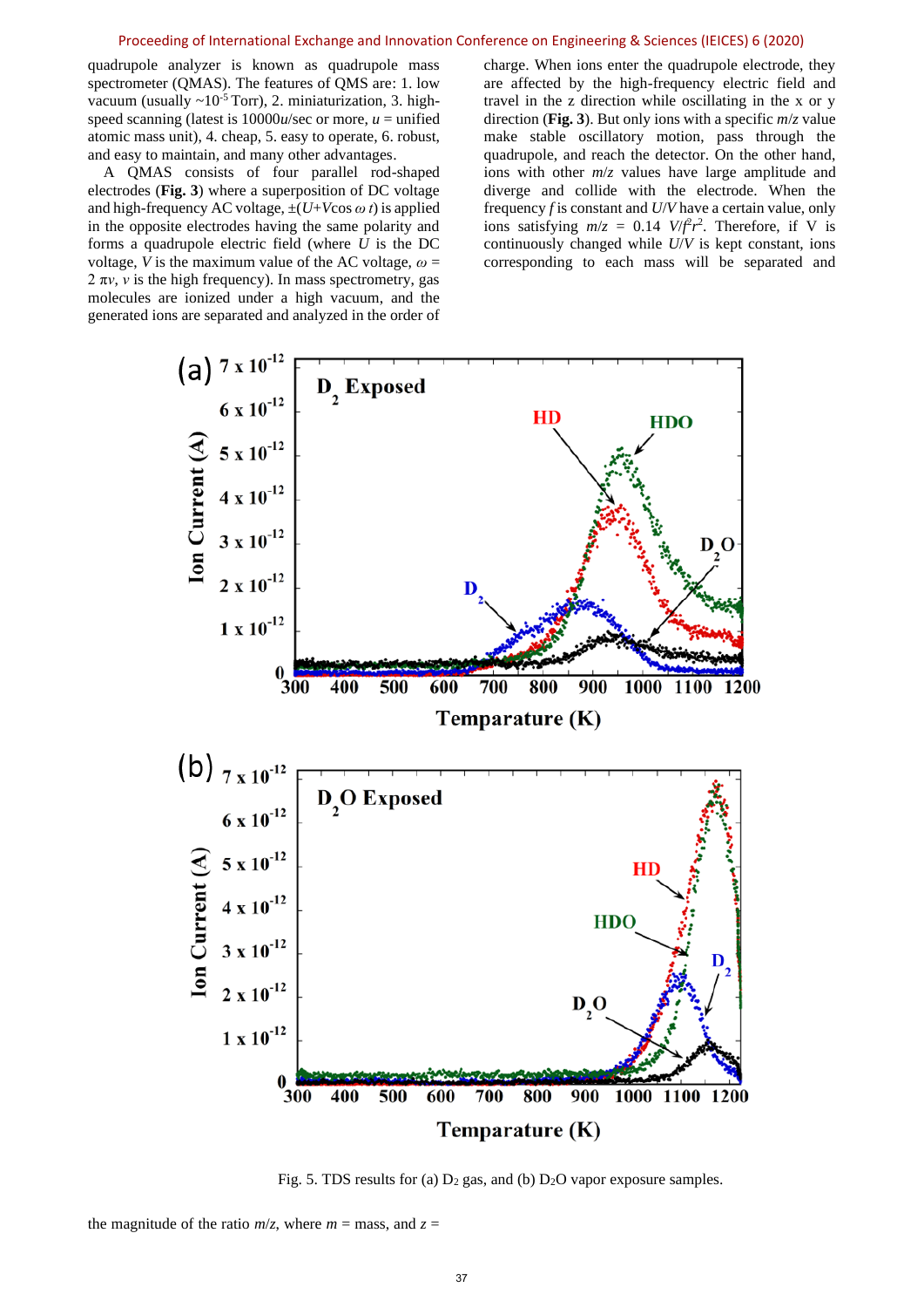quadrupole analyzer is known as quadrupole mass spectrometer (QMAS). The features of QMS are: 1. low vacuum (usually ~$10^{-5}$ Torr), 2. miniaturization, 3. high-speed scanning (latest is 10000$u$/sec or more, $u$ = unified atomic mass unit), 4. cheap, 5. easy to operate, 6. robust, and easy to maintain, and many other advantages.

A QMAS consists of four parallel rod-shaped electrodes (**Fig. 3**) where a superposition of DC voltage and high-frequency AC voltage, $\pm(U+V\cos\omega t)$ is applied in the opposite electrodes having the same polarity and forms a quadrupole electric field (where $U$ is the DC voltage, $V$ is the maximum value of the AC voltage, $\omega = 2\pi\nu$, $\nu$ is the high frequency). In mass spectrometry, gas molecules are ionized under a high vacuum, and the generated ions are separated and analyzed in the order of the magnitude of the ratio $m/z$, where $m$ = mass, and $z$ = charge. When ions enter the quadrupole electrode, they are affected by the high-frequency electric field and travel in the z direction while oscillating in the x or y direction (**Fig. 3**). But only ions with a specific $m/z$ value make stable oscillatory motion, pass through the quadrupole, and reach the detector. On the other hand, ions with other $m/z$ values have large amplitude and diverge and collide with the electrode. When the frequency $f$ is constant and $U/V$ have a certain value, only ions satisfying $m/z = 0.14\ V/f^2r^2$. Therefore, if V is continuously changed while $U/V$ is kept constant, ions corresponding to each mass will be separated and

Fig. 5. TDS results for (a) $D_2$ gas, and (b) $D_2O$ vapor exposure samples.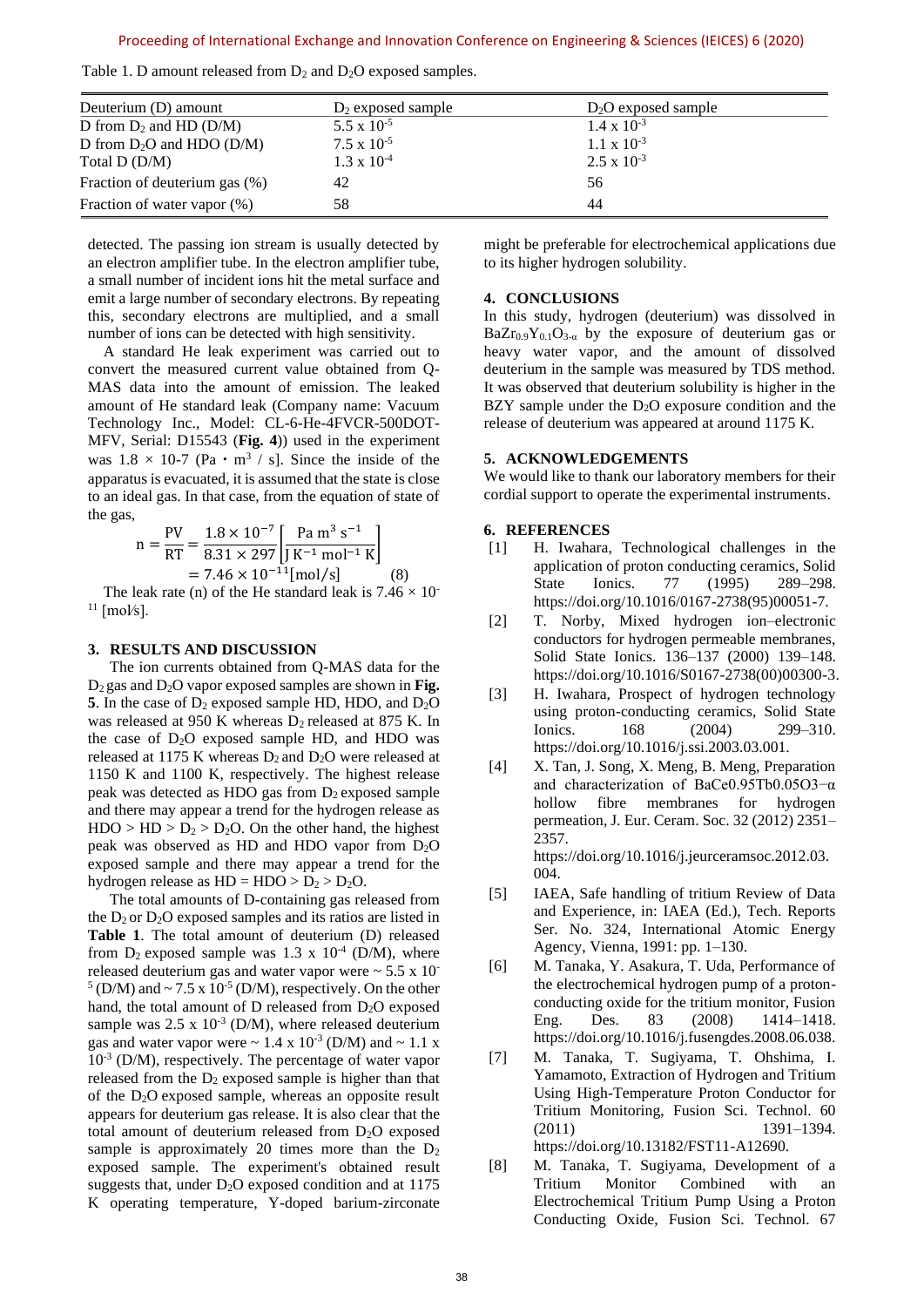Table 1. D amount released from $D_2$ and $D_2O$ exposed samples.

| Deuterium (D) amount | $D_2$ exposed sample | $D_2O$ exposed sample |
|---|---|---|
| D from $D_2$ and HD (D/M) | $5.5 \times 10^{-5}$ | $1.4 \times 10^{-3}$ |
| D from $D_2O$ and HDO (D/M) | $7.5 \times 10^{-5}$ | $1.1 \times 10^{-3}$ |
| Total D (D/M) | $1.3 \times 10^{-4}$ | $2.5 \times 10^{-3}$ |
| Fraction of deuterium gas (%) | 42 | 56 |
| Fraction of water vapor (%) | 58 | 44 |

detected. The passing ion stream is usually detected by an electron amplifier tube. In the electron amplifier tube, a small number of incident ions hit the metal surface and emit a large number of secondary electrons. By repeating this, secondary electrons are multiplied, and a small number of ions can be detected with high sensitivity.

A standard He leak experiment was carried out to convert the measured current value obtained from Q-MAS data into the amount of emission. The leaked amount of He standard leak (Company name: Vacuum Technology Inc., Model: CL-6-He-4FVCR-500DOT-MFV, Serial: D15543 (**Fig. 4**)) used in the experiment was $1.8 \times 10\text{-}7$ ($\text{Pa} \cdot \text{m}^3$ / s]. Since the inside of the apparatus is evacuated, it is assumed that the state is close to an ideal gas. In that case, from the equation of state of the gas,

$$\text{n} = \frac{\text{PV}}{\text{RT}} = \frac{1.8 \times 10^{-7}}{8.31 \times 297}\left[\frac{\text{Pa m}^3\ \text{s}^{-1}}{\text{J K}^{-1}\ \text{mol}^{-1}\ \text{K}}\right] = 7.46 \times 10^{-11}[\text{mol/s}] \quad (8)$$

The leak rate (n) of the He standard leak is $7.46 \times 10^{-11}$ [mol/s].

## 3. RESULTS AND DISCUSSION

The ion currents obtained from Q-MAS data for the $D_2$ gas and $D_2O$ vapor exposed samples are shown in **Fig. 5**. In the case of $D_2$ exposed sample HD, HDO, and $D_2O$ was released at 950 K whereas $D_2$ released at 875 K. In the case of $D_2O$ exposed sample HD, and HDO was released at 1175 K whereas $D_2$ and $D_2O$ were released at 1150 K and 1100 K, respectively. The highest release peak was detected as HDO gas from $D_2$ exposed sample and there may appear a trend for the hydrogen release as HDO > HD > $D_2$ > $D_2O$. On the other hand, the highest peak was observed as HD and HDO vapor from $D_2O$ exposed sample and there may appear a trend for the hydrogen release as HD = HDO > $D_2$ > $D_2O$.

The total amounts of D-containing gas released from the $D_2$ or $D_2O$ exposed samples and its ratios are listed in **Table 1**. The total amount of deuterium (D) released from $D_2$ exposed sample was $1.3 \times 10^{-4}$ (D/M), where released deuterium gas and water vapor were ~ $5.5 \times 10^{-5}$ (D/M) and ~ $7.5 \times 10^{-5}$ (D/M), respectively. On the other hand, the total amount of D released from $D_2O$ exposed sample was $2.5 \times 10^{-3}$ (D/M), where released deuterium gas and water vapor were ~ $1.4 \times 10^{-3}$ (D/M) and ~ $1.1 \times 10^{-3}$ (D/M), respectively. The percentage of water vapor released from the $D_2$ exposed sample is higher than that of the $D_2O$ exposed sample, whereas an opposite result appears for deuterium gas release. It is also clear that the total amount of deuterium released from $D_2O$ exposed sample is approximately 20 times more than the $D_2$ exposed sample. The experiment's obtained result suggests that, under $D_2O$ exposed condition and at 1175 K operating temperature, Y-doped barium-zirconate might be preferable for electrochemical applications due to its higher hydrogen solubility.

## 4. CONCLUSIONS

In this study, hydrogen (deuterium) was dissolved in $BaZr_{0.9}Y_{0.1}O_{3-\alpha}$ by the exposure of deuterium gas or heavy water vapor, and the amount of dissolved deuterium in the sample was measured by TDS method. It was observed that deuterium solubility is higher in the BZY sample under the $D_2O$ exposure condition and the release of deuterium was appeared at around 1175 K.

## 5. ACKNOWLEDGEMENTS

We would like to thank our laboratory members for their cordial support to operate the experimental instruments.

## 6. REFERENCES

[1] H. Iwahara, Technological challenges in the application of proton conducting ceramics, Solid State Ionics. 77 (1995) 289–298. https://doi.org/10.1016/0167-2738(95)00051-7.

[2] T. Norby, Mixed hydrogen ion–electronic conductors for hydrogen permeable membranes, Solid State Ionics. 136–137 (2000) 139–148. https://doi.org/10.1016/S0167-2738(00)00300-3.

[3] H. Iwahara, Prospect of hydrogen technology using proton-conducting ceramics, Solid State Ionics. 168 (2004) 299–310. https://doi.org/10.1016/j.ssi.2003.03.001.

[4] X. Tan, J. Song, X. Meng, B. Meng, Preparation and characterization of BaCe0.95Tb0.05O3−α hollow fibre membranes for hydrogen permeation, J. Eur. Ceram. Soc. 32 (2012) 2351–2357. https://doi.org/10.1016/j.jeurceramsoc.2012.03.004.

[5] IAEA, Safe handling of tritium Review of Data and Experience, in: IAEA (Ed.), Tech. Reports Ser. No. 324, International Atomic Energy Agency, Vienna, 1991: pp. 1–130.

[6] M. Tanaka, Y. Asakura, T. Uda, Performance of the electrochemical hydrogen pump of a proton-conducting oxide for the tritium monitor, Fusion Eng. Des. 83 (2008) 1414–1418. https://doi.org/10.1016/j.fusengdes.2008.06.038.

[7] M. Tanaka, T. Sugiyama, T. Ohshima, I. Yamamoto, Extraction of Hydrogen and Tritium Using High-Temperature Proton Conductor for Tritium Monitoring, Fusion Sci. Technol. 60 (2011) 1391–1394. https://doi.org/10.13182/FST11-A12690.

[8] M. Tanaka, T. Sugiyama, Development of a Tritium Monitor Combined with an Electrochemical Tritium Pump Using a Proton Conducting Oxide, Fusion Sci. Technol. 67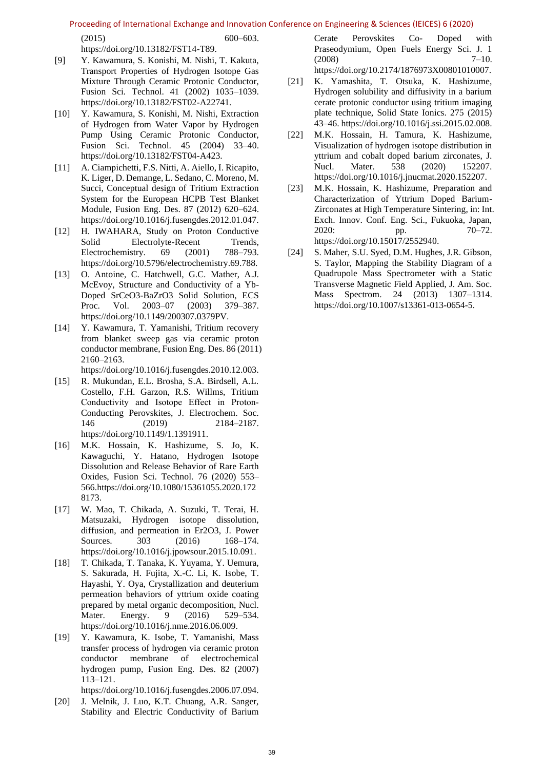(2015) 600–603. https://doi.org/10.13182/FST14-T89.

[9] Y. Kawamura, S. Konishi, M. Nishi, T. Kakuta, Transport Properties of Hydrogen Isotope Gas Mixture Through Ceramic Protonic Conductor, Fusion Sci. Technol. 41 (2002) 1035–1039. https://doi.org/10.13182/FST02-A22741.

[10] Y. Kawamura, S. Konishi, M. Nishi, Extraction of Hydrogen from Water Vapor by Hydrogen Pump Using Ceramic Protonic Conductor, Fusion Sci. Technol. 45 (2004) 33–40. https://doi.org/10.13182/FST04-A423.

[11] A. Ciampichetti, F.S. Nitti, A. Aiello, I. Ricapito, K. Liger, D. Demange, L. Sedano, C. Moreno, M. Succi, Conceptual design of Tritium Extraction System for the European HCPB Test Blanket Module, Fusion Eng. Des. 87 (2012) 620–624. https://doi.org/10.1016/j.fusengdes.2012.01.047.

[12] H. IWAHARA, Study on Proton Conductive Solid Electrolyte-Recent Trends, Electrochemistry. 69 (2001) 788–793. https://doi.org/10.5796/electrochemistry.69.788.

[13] O. Antoine, C. Hatchwell, G.C. Mather, A.J. McEvoy, Structure and Conductivity of a Yb-Doped SrCeO3-BaZrO3 Solid Solution, ECS Proc. Vol. 2003–07 (2003) 379–387. https://doi.org/10.1149/200307.0379PV.

[14] Y. Kawamura, T. Yamanishi, Tritium recovery from blanket sweep gas via ceramic proton conductor membrane, Fusion Eng. Des. 86 (2011) 2160–2163. https://doi.org/10.1016/j.fusengdes.2010.12.003.

[15] R. Mukundan, E.L. Brosha, S.A. Birdsell, A.L. Costello, F.H. Garzon, R.S. Willms, Tritium Conductivity and Isotope Effect in Proton-Conducting Perovskites, J. Electrochem. Soc. 146 (2019) 2184–2187. https://doi.org/10.1149/1.1391911.

[16] M.K. Hossain, K. Hashizume, S. Jo, K. Kawaguchi, Y. Hatano, Hydrogen Isotope Dissolution and Release Behavior of Rare Earth Oxides, Fusion Sci. Technol. 76 (2020) 553–566.https://doi.org/10.1080/15361055.2020.1728173.

[17] W. Mao, T. Chikada, A. Suzuki, T. Terai, H. Matsuzaki, Hydrogen isotope dissolution, diffusion, and permeation in Er2O3, J. Power Sources. 303 (2016) 168–174. https://doi.org/10.1016/j.jpowsour.2015.10.091.

[18] T. Chikada, T. Tanaka, K. Yuyama, Y. Uemura, S. Sakurada, H. Fujita, X.-C. Li, K. Isobe, T. Hayashi, Y. Oya, Crystallization and deuterium permeation behaviors of yttrium oxide coating prepared by metal organic decomposition, Nucl. Mater. Energy. 9 (2016) 529–534. https://doi.org/10.1016/j.nme.2016.06.009.

[19] Y. Kawamura, K. Isobe, T. Yamanishi, Mass transfer process of hydrogen via ceramic proton conductor membrane of electrochemical hydrogen pump, Fusion Eng. Des. 82 (2007) 113–121. https://doi.org/10.1016/j.fusengdes.2006.07.094.

[20] J. Melnik, J. Luo, K.T. Chuang, A.R. Sanger, Stability and Electric Conductivity of Barium Cerate Perovskites Co- Doped with Praseodymium, Open Fuels Energy Sci. J. 1 (2008) 7–10. https://doi.org/10.2174/1876973X00801010007.

[21] K. Yamashita, T. Otsuka, K. Hashizume, Hydrogen solubility and diffusivity in a barium cerate protonic conductor using tritium imaging plate technique, Solid State Ionics. 275 (2015) 43–46. https://doi.org/10.1016/j.ssi.2015.02.008.

[22] M.K. Hossain, H. Tamura, K. Hashizume, Visualization of hydrogen isotope distribution in yttrium and cobalt doped barium zirconates, J. Nucl. Mater. 538 (2020) 152207. https://doi.org/10.1016/j.jnucmat.2020.152207.

[23] M.K. Hossain, K. Hashizume, Preparation and Characterization of Yttrium Doped Barium-Zirconates at High Temperature Sintering, in: Int. Exch. Innov. Conf. Eng. Sci., Fukuoka, Japan, 2020: pp. 70–72. https://doi.org/10.15017/2552940.

[24] S. Maher, S.U. Syed, D.M. Hughes, J.R. Gibson, S. Taylor, Mapping the Stability Diagram of a Quadrupole Mass Spectrometer with a Static Transverse Magnetic Field Applied, J. Am. Soc. Mass Spectrom. 24 (2013) 1307–1314. https://doi.org/10.1007/s13361-013-0654-5.